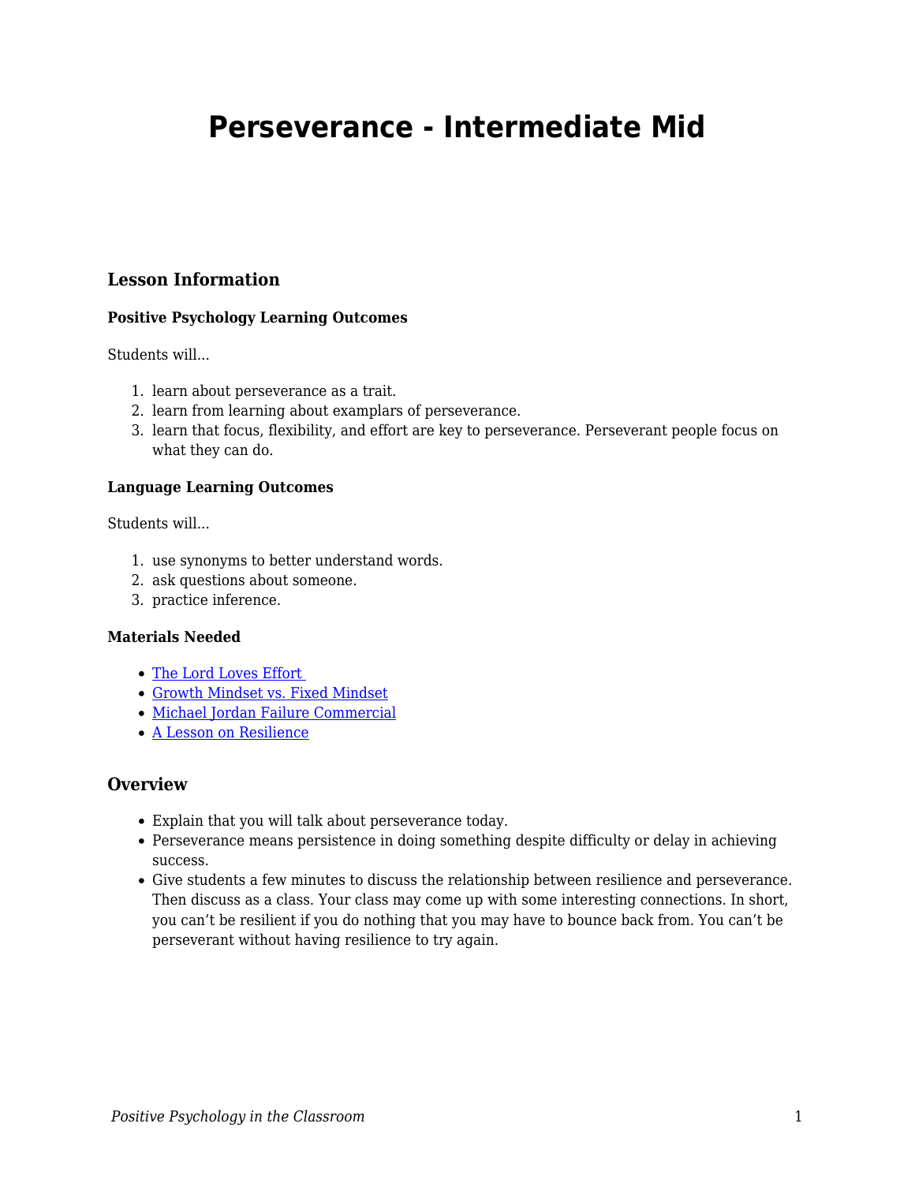# Perseverance - Intermediate Mid

## Lesson Information

### Positive Psychology Learning Outcomes

Students will...

1. learn about perseverance as a trait.
2. learn from learning about examplars of perseverance.
3. learn that focus, flexibility, and effort are key to perseverance. Perseverant people focus on what they can do.

### Language Learning Outcomes

Students will...

1. use synonyms to better understand words.
2. ask questions about someone.
3. practice inference.

### Materials Needed

- The Lord Loves Effort
- Growth Mindset vs. Fixed Mindset
- Michael Jordan Failure Commercial
- A Lesson on Resilience

## Overview

- Explain that you will talk about perseverance today.
- Perseverance means persistence in doing something despite difficulty or delay in achieving success.
- Give students a few minutes to discuss the relationship between resilience and perseverance. Then discuss as a class. Your class may come up with some interesting connections. In short, you can't be resilient if you do nothing that you may have to bounce back from. You can't be perseverant without having resilience to try again.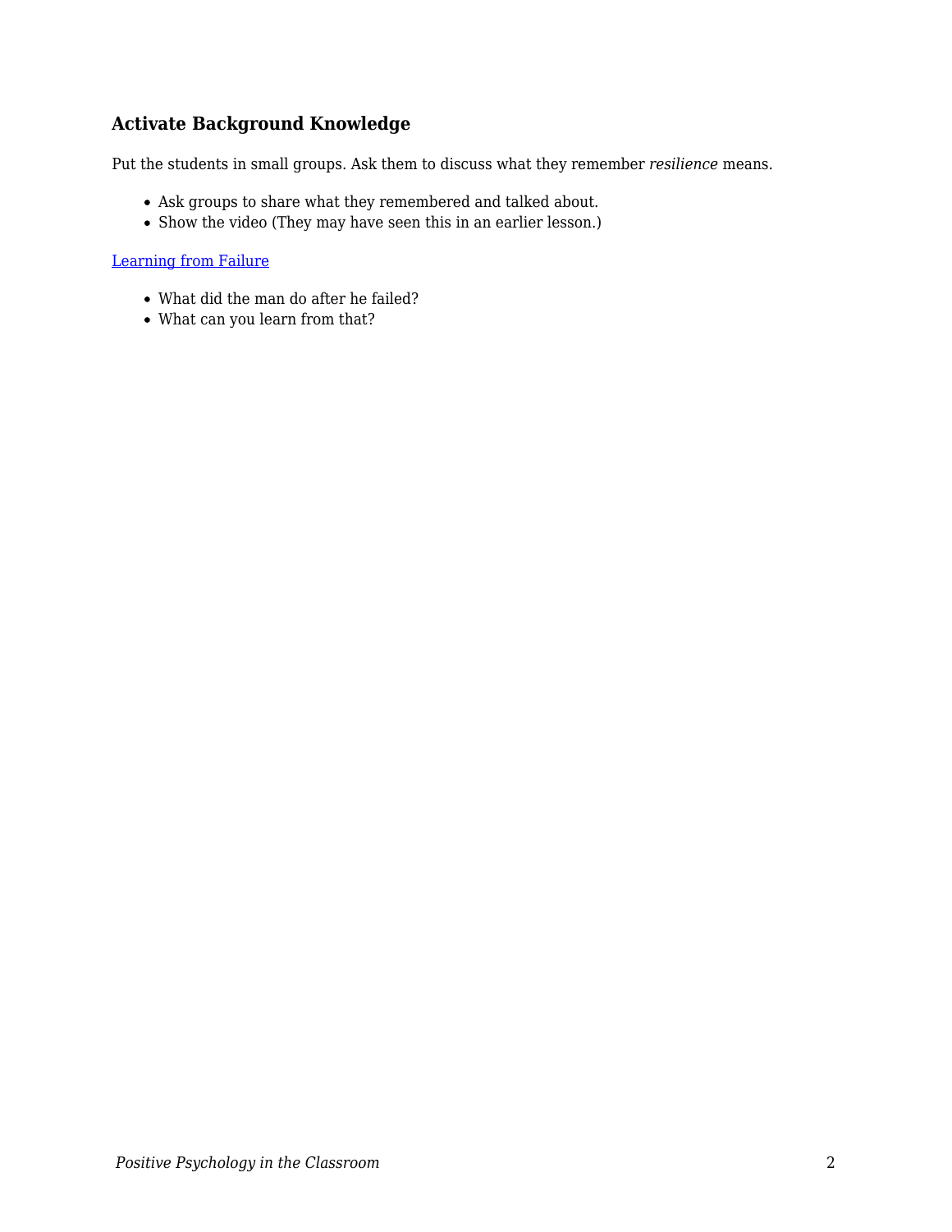### Activate Background Knowledge

Put the students in small groups. Ask them to discuss what they remember *resilience* means.

- Ask groups to share what they remembered and talked about.
- Show the video (They may have seen this in an earlier lesson.)

Learning from Failure

- What did the man do after he failed?
- What can you learn from that?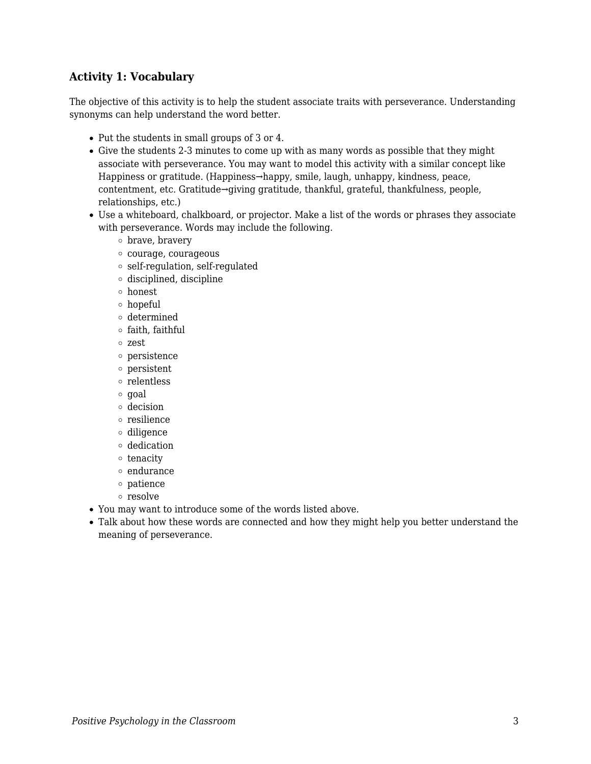### Activity 1: Vocabulary

The objective of this activity is to help the student associate traits with perseverance. Understanding synonyms can help understand the word better.

- Put the students in small groups of 3 or 4.
- Give the students 2-3 minutes to come up with as many words as possible that they might associate with perseverance. You may want to model this activity with a similar concept like Happiness or gratitude. (Happiness→happy, smile, laugh, unhappy, kindness, peace, contentment, etc. Gratitude→giving gratitude, thankful, grateful, thankfulness, people, relationships, etc.)
- Use a whiteboard, chalkboard, or projector. Make a list of the words or phrases they associate with perseverance. Words may include the following.
  - brave, bravery
  - courage, courageous
  - self-regulation, self-regulated
  - disciplined, discipline
  - honest
  - hopeful
  - determined
  - faith, faithful
  - zest
  - persistence
  - persistent
  - relentless
  - goal
  - decision
  - resilience
  - diligence
  - dedication
  - tenacity
  - endurance
  - patience
  - resolve
- You may want to introduce some of the words listed above.
- Talk about how these words are connected and how they might help you better understand the meaning of perseverance.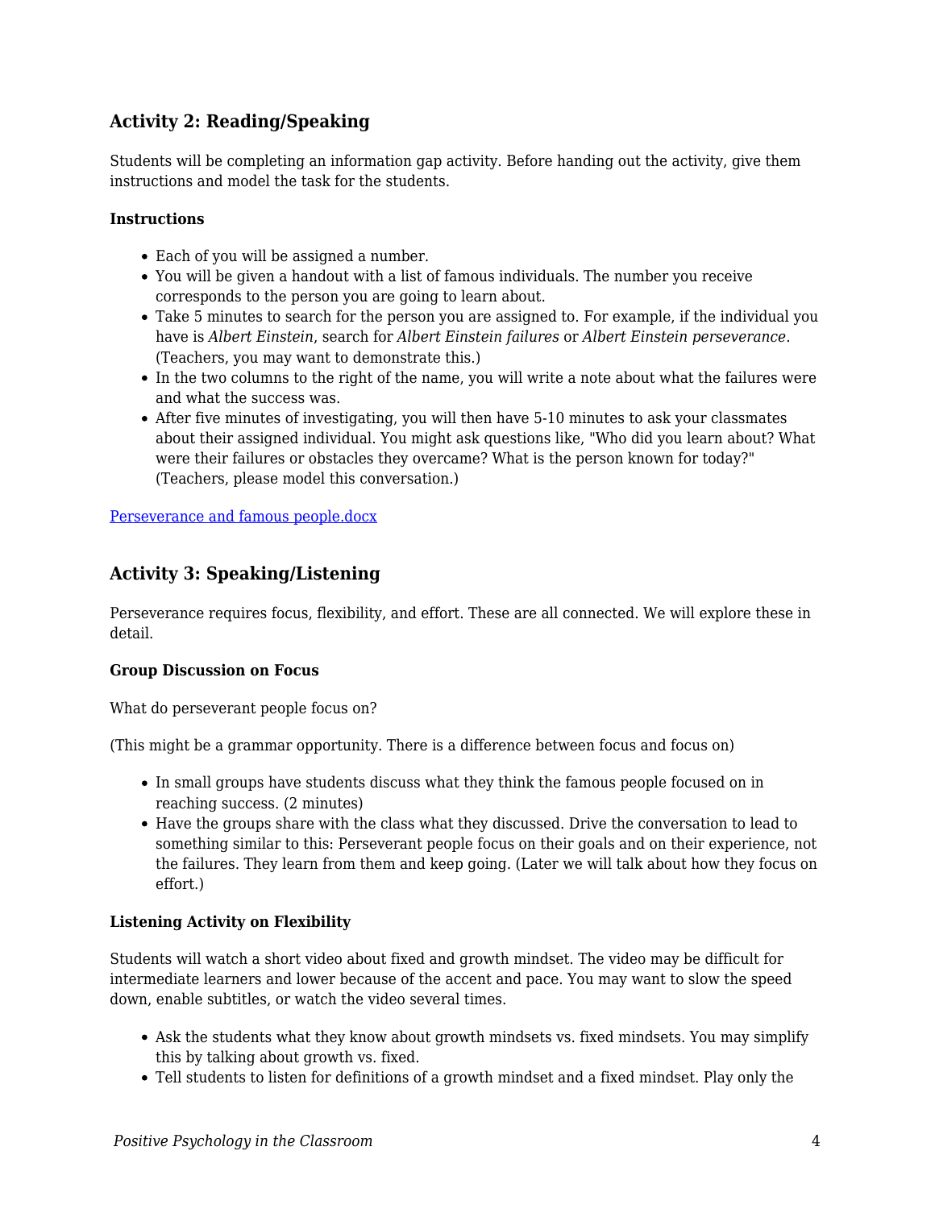## Activity 2: Reading/Speaking

Students will be completing an information gap activity. Before handing out the activity, give them instructions and model the task for the students.

**Instructions**

- Each of you will be assigned a number.
- You will be given a handout with a list of famous individuals. The number you receive corresponds to the person you are going to learn about.
- Take 5 minutes to search for the person you are assigned to. For example, if the individual you have is *Albert Einstein*, search for *Albert Einstein failures* or *Albert Einstein perseverance*. (Teachers, you may want to demonstrate this.)
- In the two columns to the right of the name, you will write a note about what the failures were and what the success was.
- After five minutes of investigating, you will then have 5-10 minutes to ask your classmates about their assigned individual. You might ask questions like, "Who did you learn about? What were their failures or obstacles they overcame? What is the person known for today?" (Teachers, please model this conversation.)

Perseverance and famous people.docx

## Activity 3: Speaking/Listening

Perseverance requires focus, flexibility, and effort. These are all connected. We will explore these in detail.

**Group Discussion on Focus**

What do perseverant people focus on?

(This might be a grammar opportunity. There is a difference between focus and focus on)

- In small groups have students discuss what they think the famous people focused on in reaching success. (2 minutes)
- Have the groups share with the class what they discussed. Drive the conversation to lead to something similar to this: Perseverant people focus on their goals and on their experience, not the failures. They learn from them and keep going. (Later we will talk about how they focus on effort.)

**Listening Activity on Flexibility**

Students will watch a short video about fixed and growth mindset. The video may be difficult for intermediate learners and lower because of the accent and pace. You may want to slow the speed down, enable subtitles, or watch the video several times.

- Ask the students what they know about growth mindsets vs. fixed mindsets. You may simplify this by talking about growth vs. fixed.
- Tell students to listen for definitions of a growth mindset and a fixed mindset. Play only the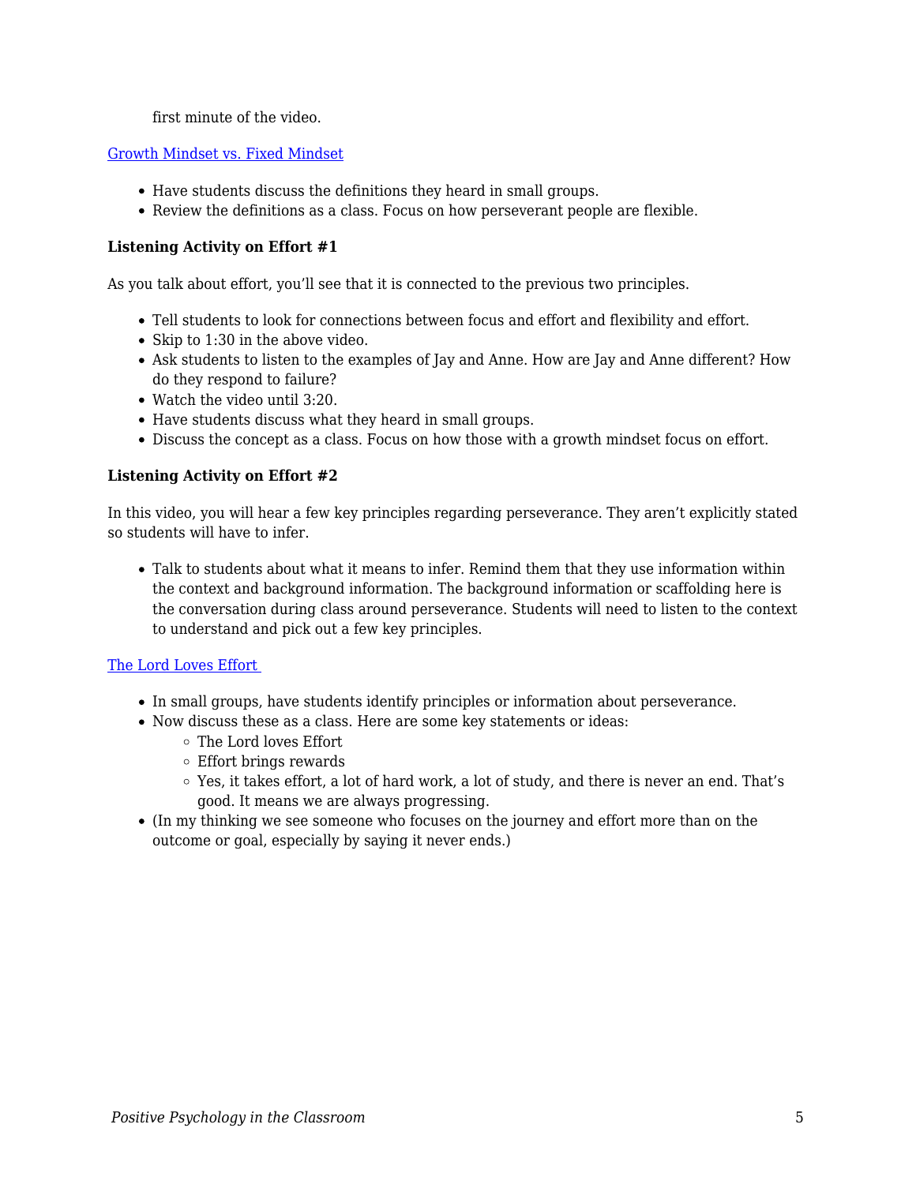first minute of the video.

[Growth Mindset vs. Fixed Mindset]

- Have students discuss the definitions they heard in small groups.
- Review the definitions as a class. Focus on how perseverant people are flexible.

**Listening Activity on Effort #1**

As you talk about effort, you'll see that it is connected to the previous two principles.

- Tell students to look for connections between focus and effort and flexibility and effort.
- Skip to 1:30 in the above video.
- Ask students to listen to the examples of Jay and Anne. How are Jay and Anne different? How do they respond to failure?
- Watch the video until 3:20.
- Have students discuss what they heard in small groups.
- Discuss the concept as a class. Focus on how those with a growth mindset focus on effort.

**Listening Activity on Effort #2**

In this video, you will hear a few key principles regarding perseverance. They aren't explicitly stated so students will have to infer.

- Talk to students about what it means to infer. Remind them that they use information within the context and background information. The background information or scaffolding here is the conversation during class around perseverance. Students will need to listen to the context to understand and pick out a few key principles.

[The Lord Loves Effort]

- In small groups, have students identify principles or information about perseverance.
- Now discuss these as a class. Here are some key statements or ideas:
  - The Lord loves Effort
  - Effort brings rewards
  - Yes, it takes effort, a lot of hard work, a lot of study, and there is never an end. That's good. It means we are always progressing.
- (In my thinking we see someone who focuses on the journey and effort more than on the outcome or goal, especially by saying it never ends.)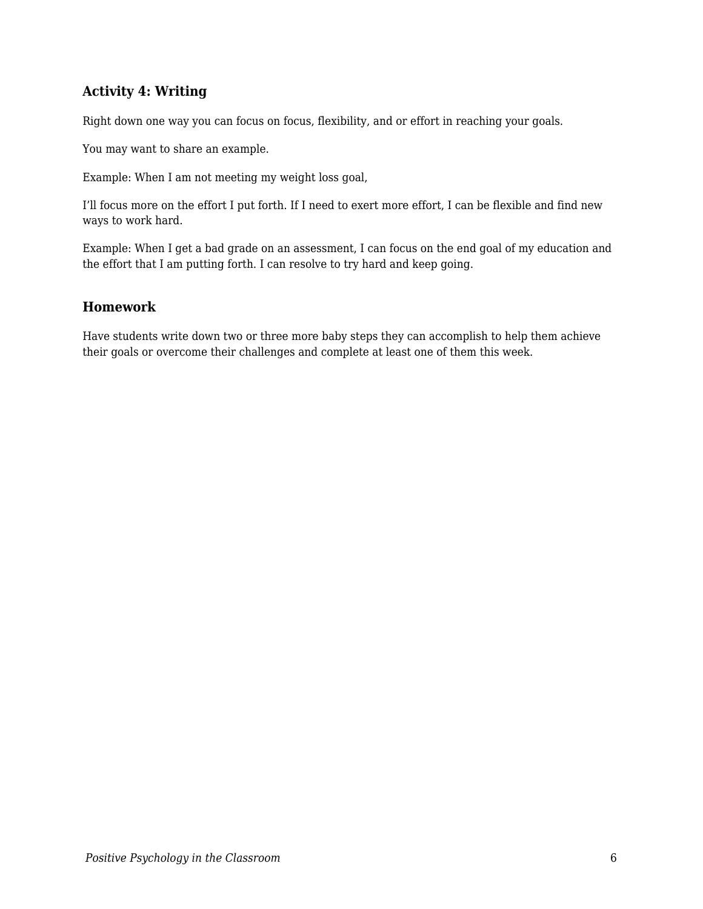### Activity 4: Writing

Right down one way you can focus on focus, flexibility, and or effort in reaching your goals.

You may want to share an example.

Example: When I am not meeting my weight loss goal,

I'll focus more on the effort I put forth. If I need to exert more effort, I can be flexible and find new ways to work hard.

Example: When I get a bad grade on an assessment, I can focus on the end goal of my education and the effort that I am putting forth. I can resolve to try hard and keep going.

### Homework

Have students write down two or three more baby steps they can accomplish to help them achieve their goals or overcome their challenges and complete at least one of them this week.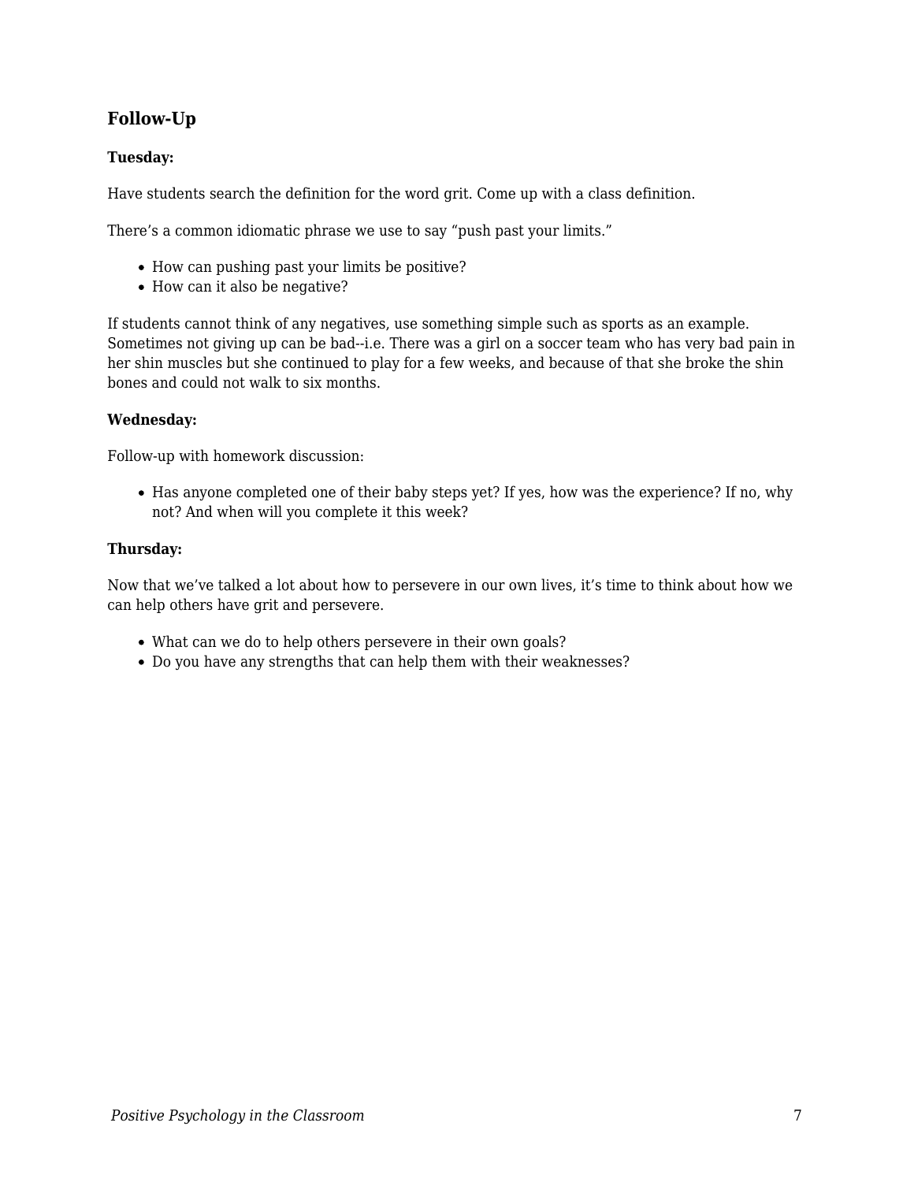### Follow-Up

**Tuesday:**

Have students search the definition for the word grit. Come up with a class definition.

There's a common idiomatic phrase we use to say "push past your limits."

- How can pushing past your limits be positive?
- How can it also be negative?

If students cannot think of any negatives, use something simple such as sports as an example. Sometimes not giving up can be bad--i.e. There was a girl on a soccer team who has very bad pain in her shin muscles but she continued to play for a few weeks, and because of that she broke the shin bones and could not walk to six months.

**Wednesday:**

Follow-up with homework discussion:

- Has anyone completed one of their baby steps yet? If yes, how was the experience? If no, why not? And when will you complete it this week?

**Thursday:**

Now that we've talked a lot about how to persevere in our own lives, it's time to think about how we can help others have grit and persevere.

- What can we do to help others persevere in their own goals?
- Do you have any strengths that can help them with their weaknesses?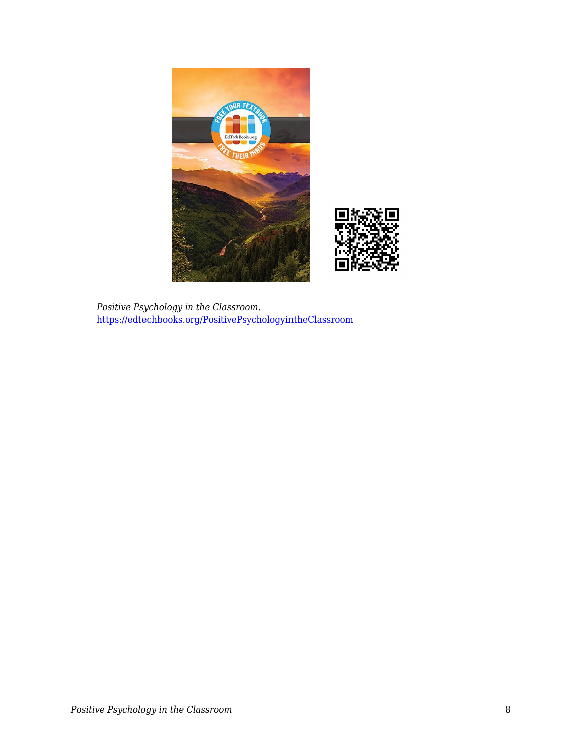*Positive Psychology in the Classroom*.
https://edtechbooks.org/PositivePsychologyintheClassroom